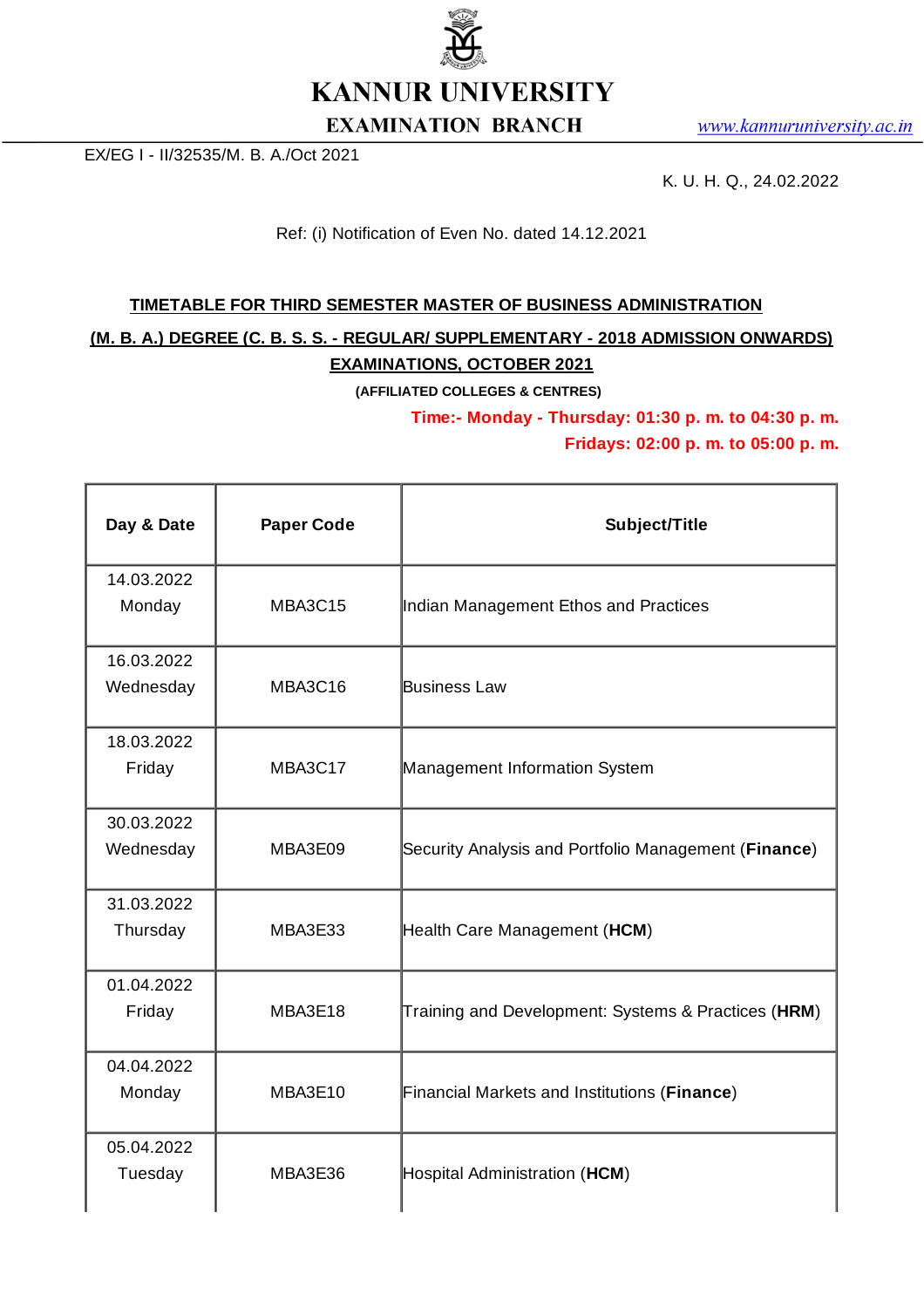# KANNUR UNIVERSITY

## EXAMINATION BRANCH

www.kannuruniversity.ac.in

EX/EG I - II/32535/M. B. A./Oct 2021

K. U. H. Q., 24.02.2022

Ref: (i) Notification of Even No. dated 14.12.2021

**TIMETABLE FOR THIRD SEMESTER MASTER OF BUSINESS ADMINISTRATION (M. B. A.) DEGREE (C. B. S. S. - REGULAR/ SUPPLEMENTARY - 2018 ADMISSION ONWARDS) EXAMINATIONS, OCTOBER 2021**

**(AFFILIATED COLLEGES & CENTRES)**

**Time:- Monday - Thursday: 01:30 p. m. to 04:30 p. m.**

**Fridays: 02:00 p. m. to 05:00 p. m.**

| Day & Date | Paper Code | Subject/Title |
|---|---|---|
| 14.03.2022 Monday | MBA3C15 | Indian Management Ethos and Practices |
| 16.03.2022 Wednesday | MBA3C16 | Business Law |
| 18.03.2022 Friday | MBA3C17 | Management Information System |
| 30.03.2022 Wednesday | MBA3E09 | Security Analysis and Portfolio Management (**Finance**) |
| 31.03.2022 Thursday | MBA3E33 | Health Care Management (**HCM**) |
| 01.04.2022 Friday | MBA3E18 | Training and Development: Systems & Practices (**HRM**) |
| 04.04.2022 Monday | MBA3E10 | Financial Markets and Institutions (**Finance**) |
| 05.04.2022 Tuesday | MBA3E36 | Hospital Administration (**HCM**) |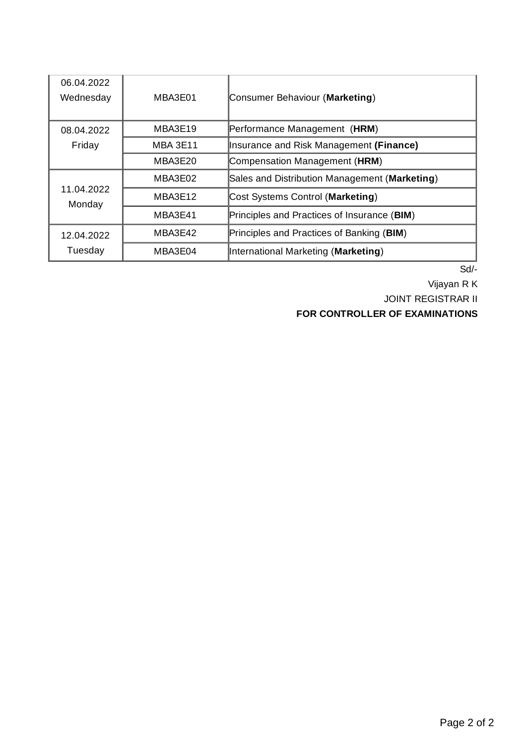| | | |
|---|---|---|
| 06.04.2022 Wednesday | MBA3E01 | Consumer Behaviour (**Marketing**) |
| 08.04.2022 Friday | MBA3E19 | Performance Management (**HRM**) |
| | MBA 3E11 | Insurance and Risk Management **(Finance)** |
| | MBA3E20 | Compensation Management (**HRM**) |
| 11.04.2022 Monday | MBA3E02 | Sales and Distribution Management (**Marketing**) |
| | MBA3E12 | Cost Systems Control (**Marketing**) |
| | MBA3E41 | Principles and Practices of Insurance (**BIM**) |
| 12.04.2022 Tuesday | MBA3E42 | Principles and Practices of Banking (**BIM**) |
| | MBA3E04 | International Marketing (**Marketing**) |

Sd/-

Vijayan R K

JOINT REGISTRAR II

**FOR CONTROLLER OF EXAMINATIONS**